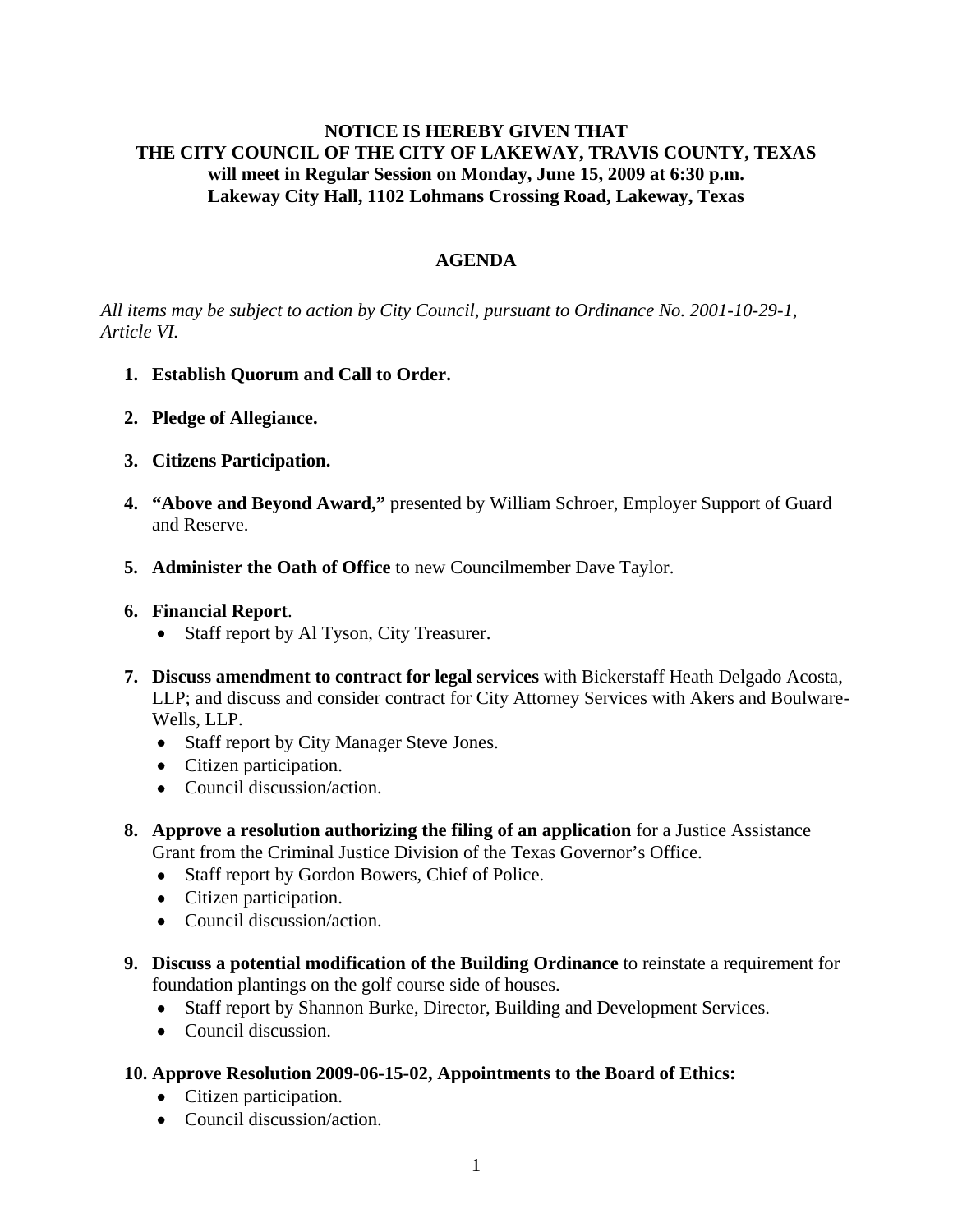**NOTICE IS HEREBY GIVEN THAT**
**THE CITY COUNCIL OF THE CITY OF LAKEWAY, TRAVIS COUNTY, TEXAS**
**will meet in Regular Session on Monday, June 15, 2009 at 6:30 p.m.**
**Lakeway City Hall, 1102 Lohmans Crossing Road, Lakeway, Texas**

## AGENDA

*All items may be subject to action by City Council, pursuant to Ordinance No. 2001-10-29-1, Article VI.*

1. **Establish Quorum and Call to Order.**

2. **Pledge of Allegiance.**

3. **Citizens Participation.**

4. **"Above and Beyond Award,"** presented by William Schroer, Employer Support of Guard and Reserve.

5. **Administer the Oath of Office** to new Councilmember Dave Taylor.

6. **Financial Report**.
   - Staff report by Al Tyson, City Treasurer.

7. **Discuss amendment to contract for legal services** with Bickerstaff Heath Delgado Acosta, LLP; and discuss and consider contract for City Attorney Services with Akers and Boulware-Wells, LLP.
   - Staff report by City Manager Steve Jones.
   - Citizen participation.
   - Council discussion/action.

8. **Approve a resolution authorizing the filing of an application** for a Justice Assistance Grant from the Criminal Justice Division of the Texas Governor's Office.
   - Staff report by Gordon Bowers, Chief of Police.
   - Citizen participation.
   - Council discussion/action.

9. **Discuss a potential modification of the Building Ordinance** to reinstate a requirement for foundation plantings on the golf course side of houses.
   - Staff report by Shannon Burke, Director, Building and Development Services.
   - Council discussion.

10. **Approve Resolution 2009-06-15-02, Appointments to the Board of Ethics:**
    - Citizen participation.
    - Council discussion/action.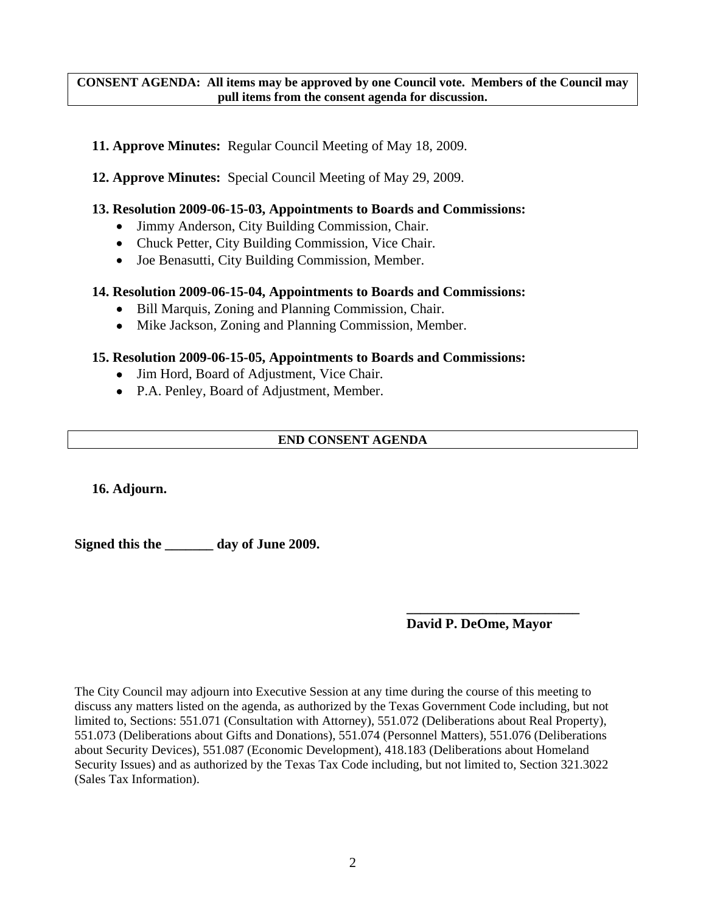**CONSENT AGENDA: All items may be approved by one Council vote. Members of the Council may pull items from the consent agenda for discussion.**

**11. Approve Minutes:** Regular Council Meeting of May 18, 2009.

**12. Approve Minutes:** Special Council Meeting of May 29, 2009.

**13. Resolution 2009-06-15-03, Appointments to Boards and Commissions:**

- Jimmy Anderson, City Building Commission, Chair.
- Chuck Petter, City Building Commission, Vice Chair.
- Joe Benasutti, City Building Commission, Member.

**14. Resolution 2009-06-15-04, Appointments to Boards and Commissions:**

- Bill Marquis, Zoning and Planning Commission, Chair.
- Mike Jackson, Zoning and Planning Commission, Member.

**15. Resolution 2009-06-15-05, Appointments to Boards and Commissions:**

- Jim Hord, Board of Adjustment, Vice Chair.
- P.A. Penley, Board of Adjustment, Member.

**END CONSENT AGENDA**

**16. Adjourn.**

**Signed this the _______ day of June 2009.**

**_________________________**
**David P. DeOme, Mayor**

The City Council may adjourn into Executive Session at any time during the course of this meeting to discuss any matters listed on the agenda, as authorized by the Texas Government Code including, but not limited to, Sections: 551.071 (Consultation with Attorney), 551.072 (Deliberations about Real Property), 551.073 (Deliberations about Gifts and Donations), 551.074 (Personnel Matters), 551.076 (Deliberations about Security Devices), 551.087 (Economic Development), 418.183 (Deliberations about Homeland Security Issues) and as authorized by the Texas Tax Code including, but not limited to, Section 321.3022 (Sales Tax Information).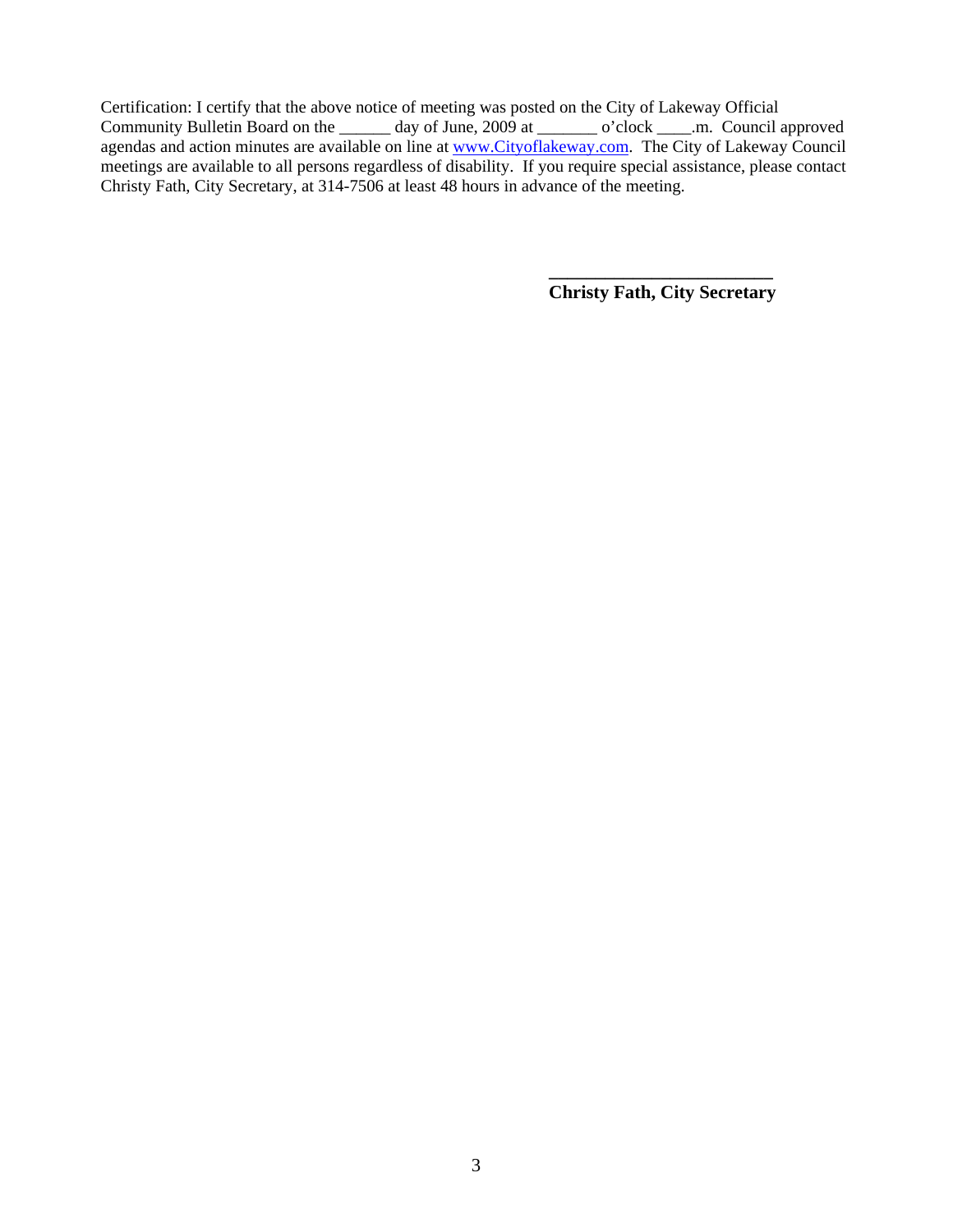Certification: I certify that the above notice of meeting was posted on the City of Lakeway Official Community Bulletin Board on the ______ day of June, 2009 at _______ o'clock ____.m. Council approved agendas and action minutes are available on line at www.Cityoflakeway.com. The City of Lakeway Council meetings are available to all persons regardless of disability. If you require special assistance, please contact Christy Fath, City Secretary, at 314-7506 at least 48 hours in advance of the meeting.

________________________
**Christy Fath, City Secretary**